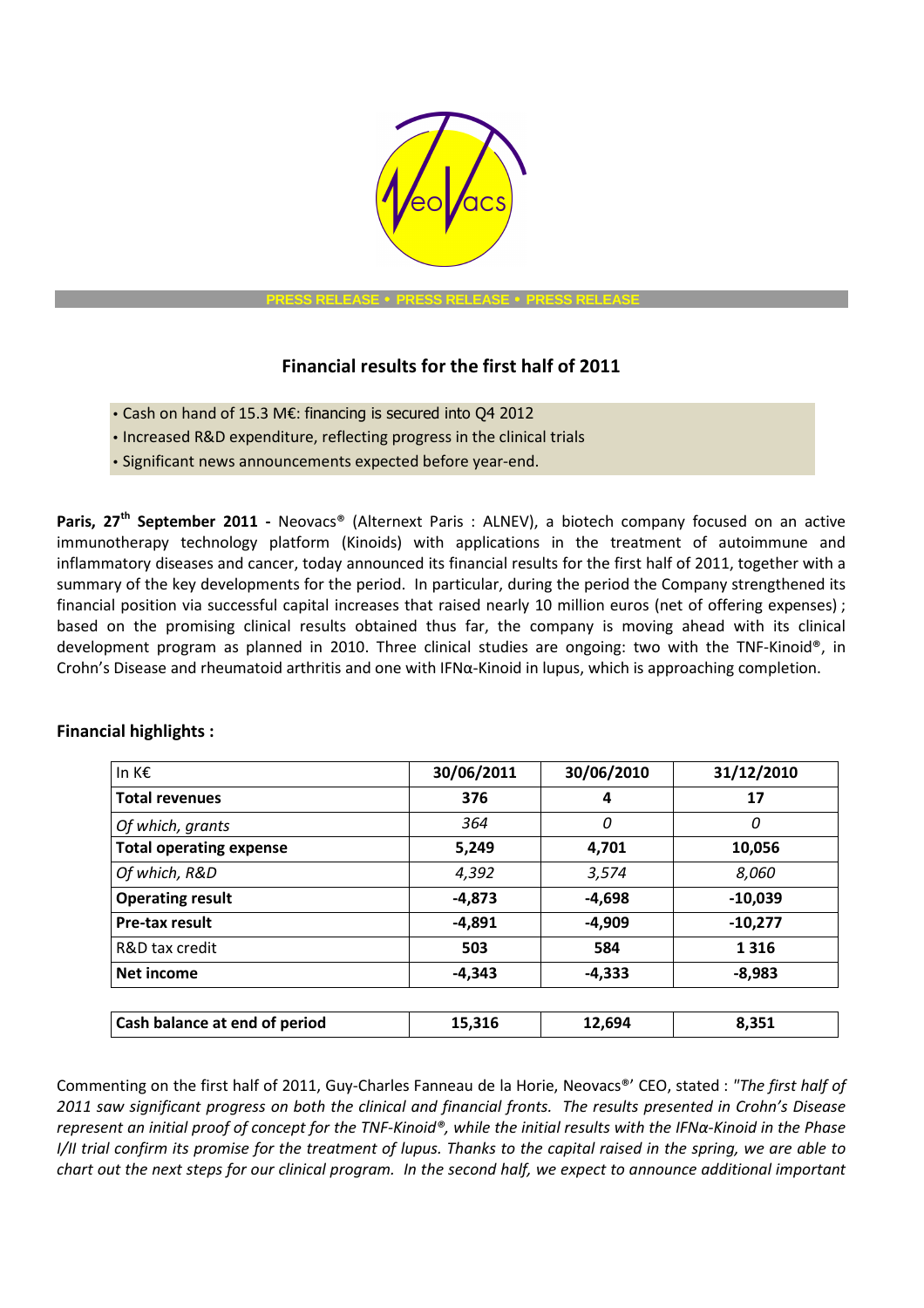PRESS RELEASE • PRESS RELEASE • PRESS RELEASE

## Financial results for the first half of 2011

- Cash on hand of 15.3 M€: financing is secured into Q4 2012
- Increased R&D expenditure, reflecting progress in the clinical trials
- Significant news announcements expected before year-end.

**Paris, 27th September 2011 -** Neovacs® (Alternext Paris : ALNEV), a biotech company focused on an active immunotherapy technology platform (Kinoids) with applications in the treatment of autoimmune and inflammatory diseases and cancer, today announced its financial results for the first half of 2011, together with a summary of the key developments for the period. In particular, during the period the Company strengthened its financial position via successful capital increases that raised nearly 10 million euros (net of offering expenses) ; based on the promising clinical results obtained thus far, the company is moving ahead with its clinical development program as planned in 2010. Three clinical studies are ongoing: two with the TNF-Kinoid®, in Crohn's Disease and rheumatoid arthritis and one with IFNα-Kinoid in lupus, which is approaching completion.

### Financial highlights :

| In K€ | 30/06/2011 | 30/06/2010 | 31/12/2010 |
|---|---|---|---|
| **Total revenues** | **376** | **4** | **17** |
| *Of which, grants* | *364* | *0* | *0* |
| **Total operating expense** | **5,249** | **4,701** | **10,056** |
| *Of which, R&D* | *4,392* | *3,574* | *8,060* |
| **Operating result** | **-4,873** | **-4,698** | **-10,039** |
| **Pre-tax result** | **-4,891** | **-4,909** | **-10,277** |
| R&D tax credit | **503** | **584** | **1 316** |
| **Net income** | **-4,343** | **-4,333** | **-8,983** |
| | | | |
| **Cash balance at end of period** | **15,316** | **12,694** | **8,351** |

Commenting on the first half of 2011, Guy-Charles Fanneau de la Horie, Neovacs®' CEO, stated : *"The first half of 2011 saw significant progress on both the clinical and financial fronts. The results presented in Crohn's Disease represent an initial proof of concept for the TNF-Kinoid®, while the initial results with the IFNα-Kinoid in the Phase I/II trial confirm its promise for the treatment of lupus. Thanks to the capital raised in the spring, we are able to chart out the next steps for our clinical program. In the second half, we expect to announce additional important*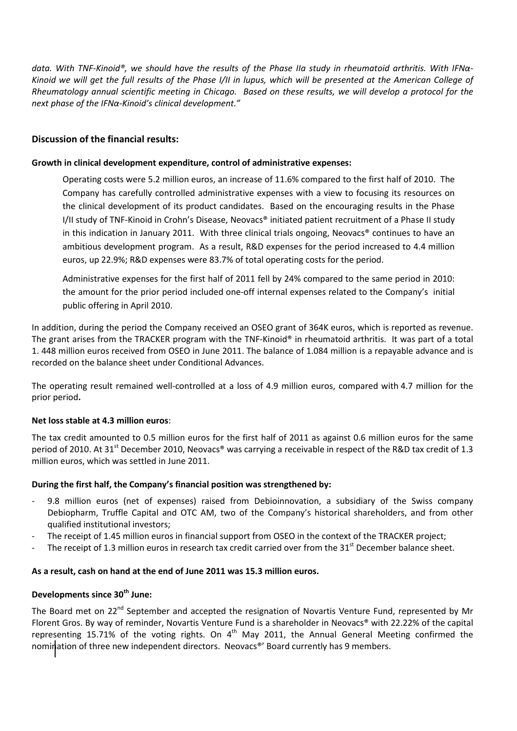*data. With TNF-Kinoid®, we should have the results of the Phase IIa study in rheumatoid arthritis. With IFNα-Kinoid we will get the full results of the Phase I/II in lupus, which will be presented at the American College of Rheumatology annual scientific meeting in Chicago. Based on these results, we will develop a protocol for the next phase of the IFNα-Kinoid's clinical development."*

## Discussion of the financial results:

### Growth in clinical development expenditure, control of administrative expenses:

Operating costs were 5.2 million euros, an increase of 11.6% compared to the first half of 2010. The Company has carefully controlled administrative expenses with a view to focusing its resources on the clinical development of its product candidates. Based on the encouraging results in the Phase I/II study of TNF-Kinoid in Crohn's Disease, Neovacs® initiated patient recruitment of a Phase II study in this indication in January 2011. With three clinical trials ongoing, Neovacs® continues to have an ambitious development program. As a result, R&D expenses for the period increased to 4.4 million euros, up 22.9%; R&D expenses were 83.7% of total operating costs for the period.

Administrative expenses for the first half of 2011 fell by 24% compared to the same period in 2010: the amount for the prior period included one-off internal expenses related to the Company's initial public offering in April 2010.

In addition, during the period the Company received an OSEO grant of 364K euros, which is reported as revenue. The grant arises from the TRACKER program with the TNF-Kinoid® in rheumatoid arthritis. It was part of a total 1. 448 million euros received from OSEO in June 2011. The balance of 1.084 million is a repayable advance and is recorded on the balance sheet under Conditional Advances.

The operating result remained well-controlled at a loss of 4.9 million euros, compared with 4.7 million for the prior period**.**

### Net loss stable at 4.3 million euros:

The tax credit amounted to 0.5 million euros for the first half of 2011 as against 0.6 million euros for the same period of 2010. At 31st December 2010, Neovacs® was carrying a receivable in respect of the R&D tax credit of 1.3 million euros, which was settled in June 2011.

### During the first half, the Company's financial position was strengthened by:

- 9.8 million euros (net of expenses) raised from Debioinnovation, a subsidiary of the Swiss company Debiopharm, Truffle Capital and OTC AM, two of the Company's historical shareholders, and from other qualified institutional investors;
- The receipt of 1.45 million euros in financial support from OSEO in the context of the TRACKER project;
- The receipt of 1.3 million euros in research tax credit carried over from the 31st December balance sheet.

**As a result, cash on hand at the end of June 2011 was 15.3 million euros.**

### Developments since 30th June:

The Board met on 22nd September and accepted the resignation of Novartis Venture Fund, represented by Mr Florent Gros. By way of reminder, Novartis Venture Fund is a shareholder in Neovacs® with 22.22% of the capital representing 15.71% of the voting rights. On 4th May 2011, the Annual General Meeting confirmed the nomination of three new independent directors. Neovacs®' Board currently has 9 members.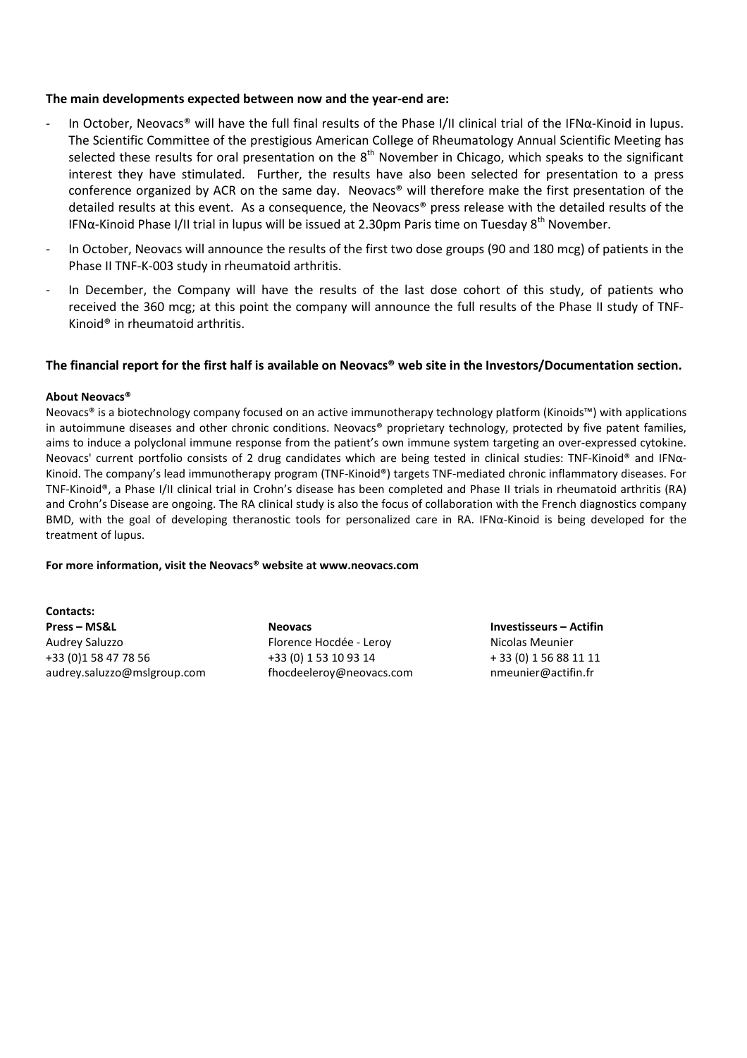**The main developments expected between now and the year-end are:**

- In October, Neovacs® will have the full final results of the Phase I/II clinical trial of the IFNα-Kinoid in lupus. The Scientific Committee of the prestigious American College of Rheumatology Annual Scientific Meeting has selected these results for oral presentation on the 8th November in Chicago, which speaks to the significant interest they have stimulated. Further, the results have also been selected for presentation to a press conference organized by ACR on the same day. Neovacs® will therefore make the first presentation of the detailed results at this event. As a consequence, the Neovacs® press release with the detailed results of the IFNα-Kinoid Phase I/II trial in lupus will be issued at 2.30pm Paris time on Tuesday 8th November.
- In October, Neovacs will announce the results of the first two dose groups (90 and 180 mcg) of patients in the Phase II TNF-K-003 study in rheumatoid arthritis.
- In December, the Company will have the results of the last dose cohort of this study, of patients who received the 360 mcg; at this point the company will announce the full results of the Phase II study of TNF-Kinoid® in rheumatoid arthritis.

**The financial report for the first half is available on Neovacs® web site in the Investors/Documentation section.**

**About Neovacs®**

Neovacs® is a biotechnology company focused on an active immunotherapy technology platform (Kinoids™) with applications in autoimmune diseases and other chronic conditions. Neovacs® proprietary technology, protected by five patent families, aims to induce a polyclonal immune response from the patient's own immune system targeting an over-expressed cytokine. Neovacs' current portfolio consists of 2 drug candidates which are being tested in clinical studies: TNF-Kinoid® and IFNα-Kinoid. The company's lead immunotherapy program (TNF-Kinoid®) targets TNF-mediated chronic inflammatory diseases. For TNF-Kinoid®, a Phase I/II clinical trial in Crohn's disease has been completed and Phase II trials in rheumatoid arthritis (RA) and Crohn's Disease are ongoing. The RA clinical study is also the focus of collaboration with the French diagnostics company BMD, with the goal of developing theranostic tools for personalized care in RA. IFNα-Kinoid is being developed for the treatment of lupus.

**For more information, visit the Neovacs® website at www.neovacs.com**

**Contacts:**

**Press – MS&L**
Audrey Saluzzo
+33 (0)1 58 47 78 56
audrey.saluzzo@mslgroup.com

**Neovacs**
Florence Hocdée - Leroy
+33 (0) 1 53 10 93 14
fhocdeeleroy@neovacs.com

**Investisseurs – Actifin**
Nicolas Meunier
+ 33 (0) 1 56 88 11 11
nmeunier@actifin.fr